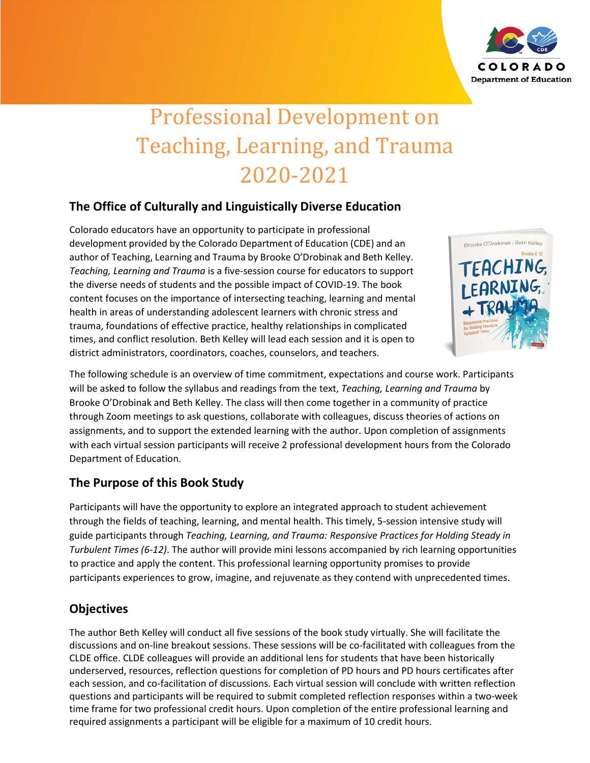# Professional Development on Teaching, Learning, and Trauma 2020-2021

## The Office of Culturally and Linguistically Diverse Education

Colorado educators have an opportunity to participate in professional development provided by the Colorado Department of Education (CDE) and an author of Teaching, Learning and Trauma by Brooke O'Drobinak and Beth Kelley. *Teaching, Learning and Trauma* is a five-session course for educators to support the diverse needs of students and the possible impact of COVID-19. The book content focuses on the importance of intersecting teaching, learning and mental health in areas of understanding adolescent learners with chronic stress and trauma, foundations of effective practice, healthy relationships in complicated times, and conflict resolution. Beth Kelley will lead each session and it is open to district administrators, coordinators, coaches, counselors, and teachers.

The following schedule is an overview of time commitment, expectations and course work. Participants will be asked to follow the syllabus and readings from the text, *Teaching, Learning and Trauma* by Brooke O'Drobinak and Beth Kelley. The class will then come together in a community of practice through Zoom meetings to ask questions, collaborate with colleagues, discuss theories of actions on assignments, and to support the extended learning with the author. Upon completion of assignments with each virtual session participants will receive 2 professional development hours from the Colorado Department of Education.

## The Purpose of this Book Study

Participants will have the opportunity to explore an integrated approach to student achievement through the fields of teaching, learning, and mental health. This timely, 5-session intensive study will guide participants through *Teaching, Learning, and Trauma: Responsive Practices for Holding Steady in Turbulent Times (6-12)*. The author will provide mini lessons accompanied by rich learning opportunities to practice and apply the content. This professional learning opportunity promises to provide participants experiences to grow, imagine, and rejuvenate as they contend with unprecedented times.

## Objectives

The author Beth Kelley will conduct all five sessions of the book study virtually. She will facilitate the discussions and on-line breakout sessions. These sessions will be co-facilitated with colleagues from the CLDE office. CLDE colleagues will provide an additional lens for students that have been historically underserved, resources, reflection questions for completion of PD hours and PD hours certificates after each session, and co-facilitation of discussions. Each virtual session will conclude with written reflection questions and participants will be required to submit completed reflection responses within a two-week time frame for two professional credit hours. Upon completion of the entire professional learning and required assignments a participant will be eligible for a maximum of 10 credit hours.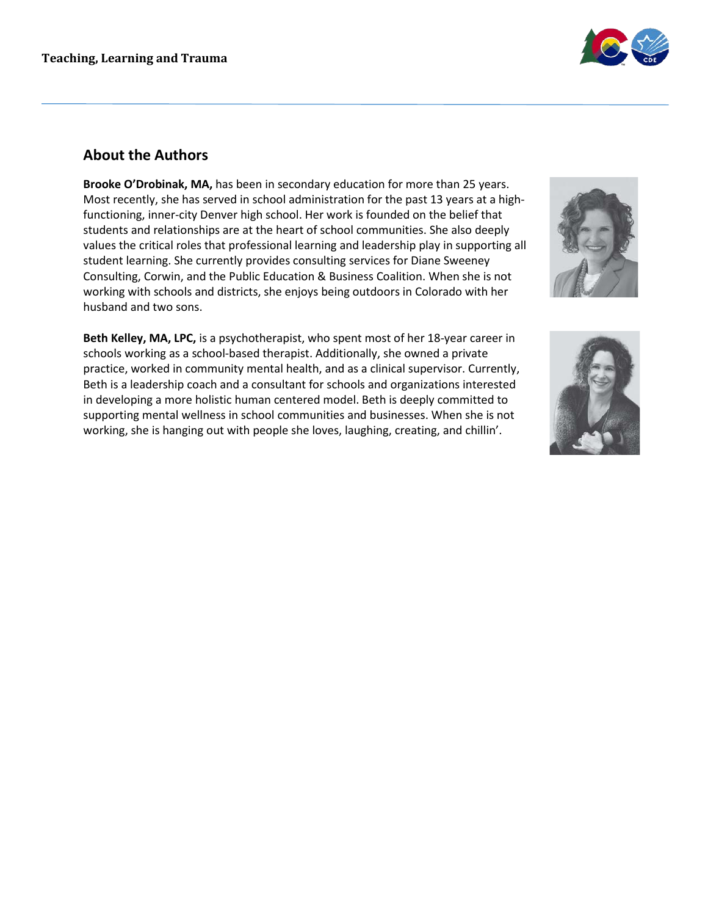## About the Authors

**Brooke O'Drobinak, MA,** has been in secondary education for more than 25 years. Most recently, she has served in school administration for the past 13 years at a high-functioning, inner-city Denver high school. Her work is founded on the belief that students and relationships are at the heart of school communities. She also deeply values the critical roles that professional learning and leadership play in supporting all student learning. She currently provides consulting services for Diane Sweeney Consulting, Corwin, and the Public Education & Business Coalition. When she is not working with schools and districts, she enjoys being outdoors in Colorado with her husband and two sons.

**Beth Kelley, MA, LPC,** is a psychotherapist, who spent most of her 18-year career in schools working as a school-based therapist. Additionally, she owned a private practice, worked in community mental health, and as a clinical supervisor. Currently, Beth is a leadership coach and a consultant for schools and organizations interested in developing a more holistic human centered model. Beth is deeply committed to supporting mental wellness in school communities and businesses. When she is not working, she is hanging out with people she loves, laughing, creating, and chillin'.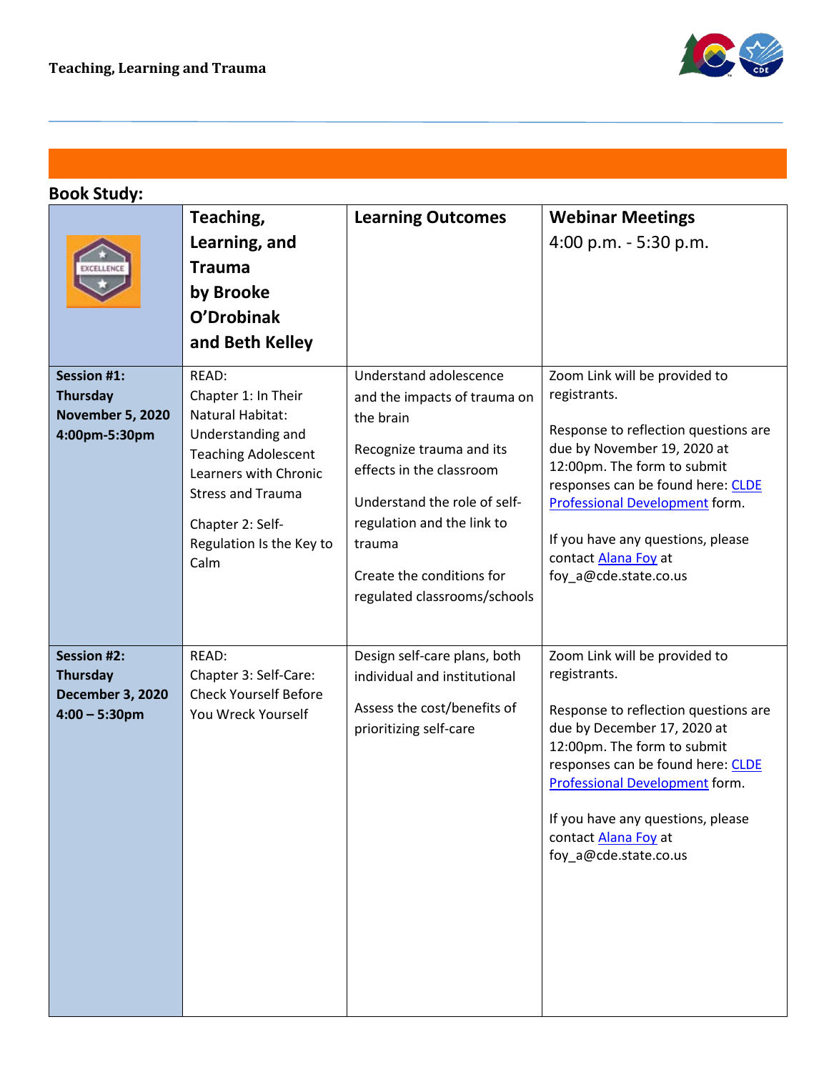## Book Study:

| | Teaching, Learning, and Trauma by Brooke O'Drobinak and Beth Kelley | Learning Outcomes | Webinar Meetings 4:00 p.m. - 5:30 p.m. |
|---|---|---|---|
| **Session #1: Thursday November 5, 2020 4:00pm-5:30pm** | READ: Chapter 1: In Their Natural Habitat: Understanding and Teaching Adolescent Learners with Chronic Stress and Trauma<br><br>Chapter 2: Self-Regulation Is the Key to Calm | Understand adolescence and the impacts of trauma on the brain<br><br>Recognize trauma and its effects in the classroom<br><br>Understand the role of self-regulation and the link to trauma<br><br>Create the conditions for regulated classrooms/schools | Zoom Link will be provided to registrants.<br><br>Response to reflection questions are due by November 19, 2020 at 12:00pm. The form to submit responses can be found here: CLDE Professional Development form.<br><br>If you have any questions, please contact Alana Foy at foy_a@cde.state.co.us |
| **Session #2: Thursday December 3, 2020 4:00 – 5:30pm** | READ: Chapter 3: Self-Care: Check Yourself Before You Wreck Yourself | Design self-care plans, both individual and institutional<br><br>Assess the cost/benefits of prioritizing self-care | Zoom Link will be provided to registrants.<br><br>Response to reflection questions are due by December 17, 2020 at 12:00pm. The form to submit responses can be found here: CLDE Professional Development form.<br><br>If you have any questions, please contact Alana Foy at foy_a@cde.state.co.us |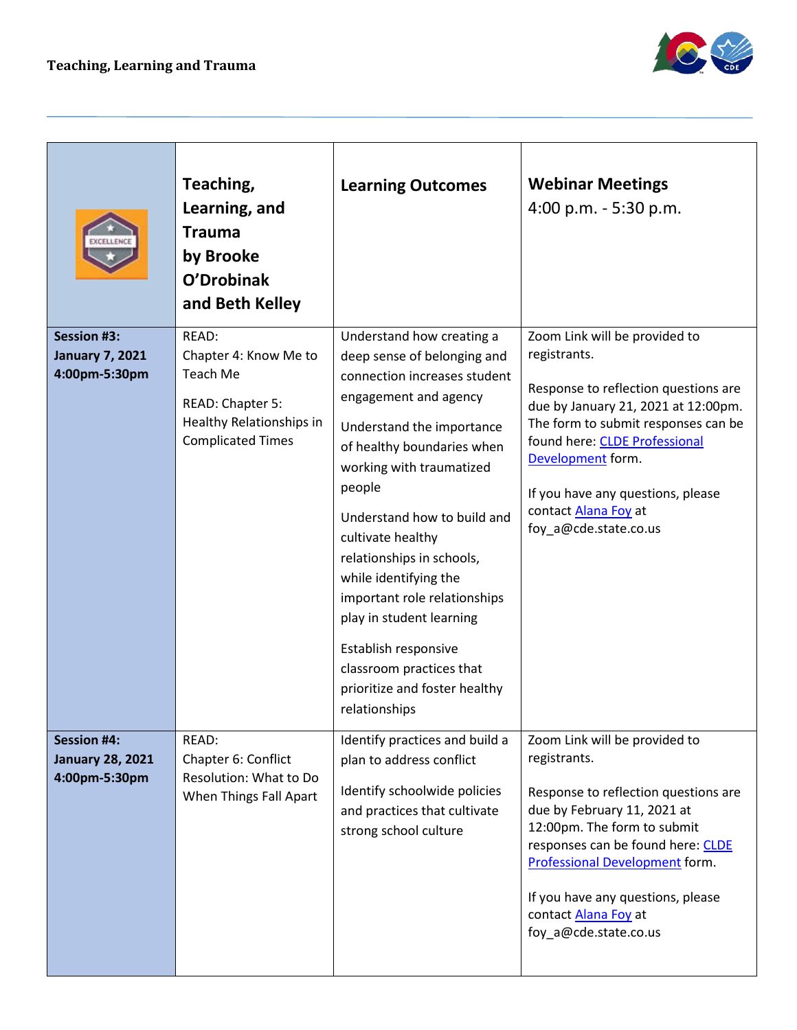| | Teaching, Learning, and Trauma by Brooke O'Drobinak and Beth Kelley | Learning Outcomes | Webinar Meetings 4:00 p.m. - 5:30 p.m. |
|---|---|---|---|
| **Session #3: January 7, 2021 4:00pm-5:30pm** | READ: Chapter 4: Know Me to Teach Me<br><br>READ: Chapter 5: Healthy Relationships in Complicated Times | Understand how creating a deep sense of belonging and connection increases student engagement and agency<br><br>Understand the importance of healthy boundaries when working with traumatized people<br><br>Understand how to build and cultivate healthy relationships in schools, while identifying the important role relationships play in student learning<br><br>Establish responsive classroom practices that prioritize and foster healthy relationships | Zoom Link will be provided to registrants.<br><br>Response to reflection questions are due by January 21, 2021 at 12:00pm. The form to submit responses can be found here: CLDE Professional Development form.<br><br>If you have any questions, please contact Alana Foy at foy_a@cde.state.co.us |
| **Session #4: January 28, 2021 4:00pm-5:30pm** | READ: Chapter 6: Conflict Resolution: What to Do When Things Fall Apart | Identify practices and build a plan to address conflict<br><br>Identify schoolwide policies and practices that cultivate strong school culture | Zoom Link will be provided to registrants.<br><br>Response to reflection questions are due by February 11, 2021 at 12:00pm. The form to submit responses can be found here: CLDE Professional Development form.<br><br>If you have any questions, please contact Alana Foy at foy_a@cde.state.co.us |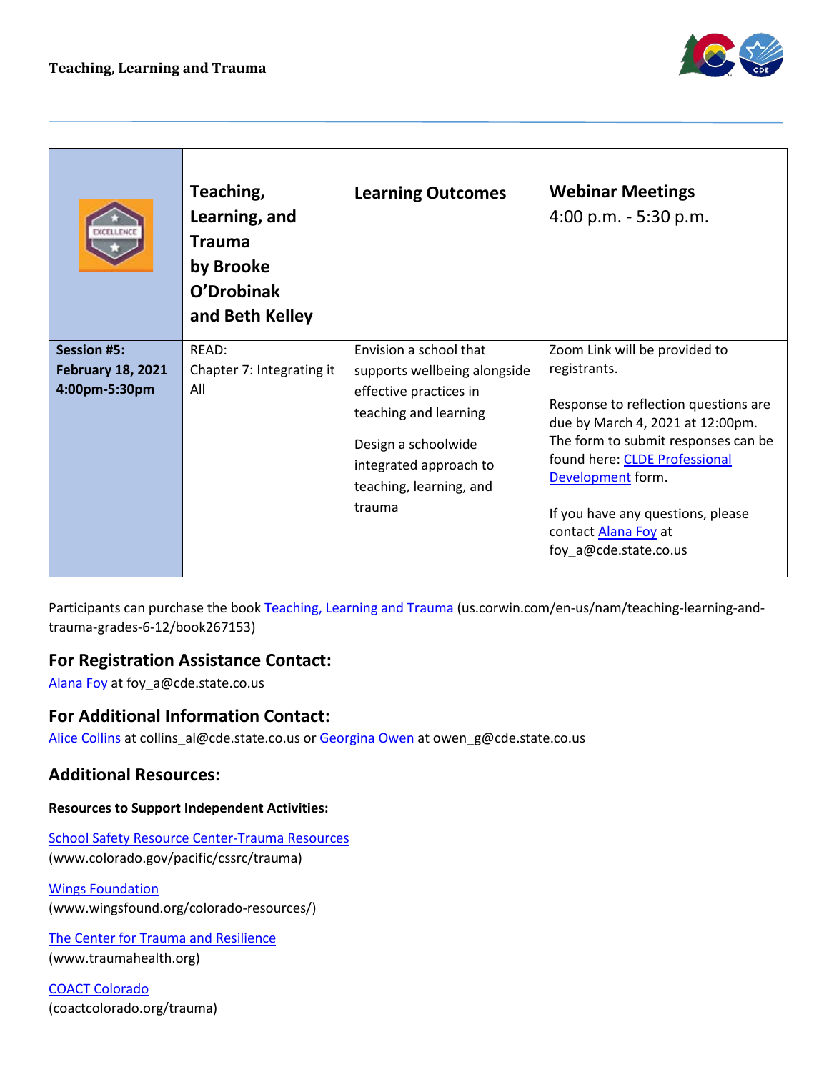| | Teaching, Learning, and Trauma by Brooke O'Drobinak and Beth Kelley | Learning Outcomes | Webinar Meetings 4:00 p.m. - 5:30 p.m. |
|---|---|---|---|
| **Session #5: February 18, 2021 4:00pm-5:30pm** | READ: Chapter 7: Integrating it All | Envision a school that supports wellbeing alongside effective practices in teaching and learning<br><br>Design a schoolwide integrated approach to teaching, learning, and trauma | Zoom Link will be provided to registrants.<br><br>Response to reflection questions are due by March 4, 2021 at 12:00pm. The form to submit responses can be found here: CLDE Professional Development form.<br><br>If you have any questions, please contact Alana Foy at foy_a@cde.state.co.us |

Participants can purchase the book Teaching, Learning and Trauma (us.corwin.com/en-us/nam/teaching-learning-and-trauma-grades-6-12/book267153)

## For Registration Assistance Contact:

Alana Foy at foy_a@cde.state.co.us

## For Additional Information Contact:

Alice Collins at collins_al@cde.state.co.us or Georgina Owen at owen_g@cde.state.co.us

## Additional Resources:

**Resources to Support Independent Activities:**

School Safety Resource Center-Trauma Resources
(www.colorado.gov/pacific/cssrc/trauma)

Wings Foundation
(www.wingsfound.org/colorado-resources/)

The Center for Trauma and Resilience
(www.traumahealth.org)

COACT Colorado
(coactcolorado.org/trauma)